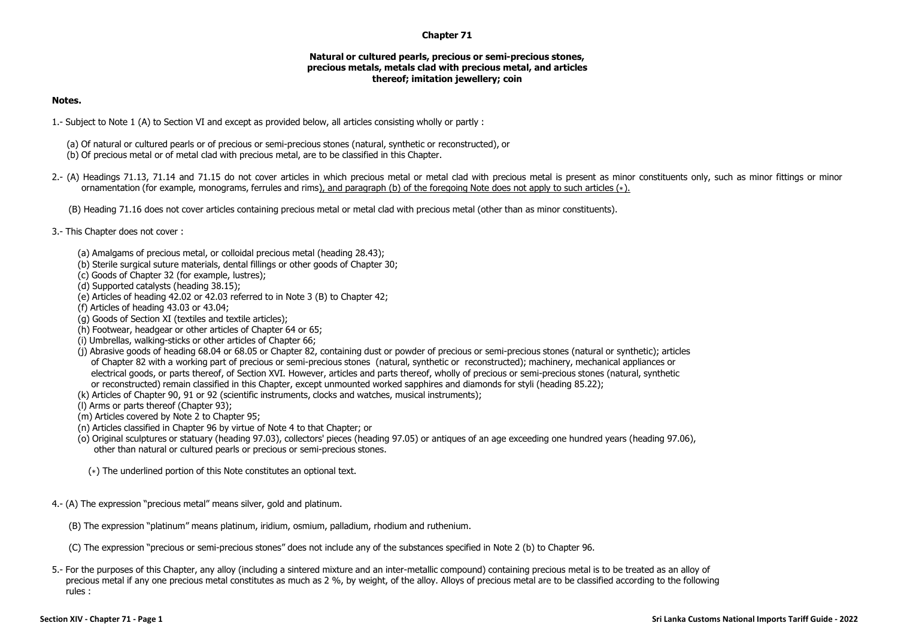# Chapter 71

## Natural or cultured pearls, precious or semi-precious stones, precious metals, metals clad with precious metal, and articles thereof; imitation jewellery; coin

### Notes.

1.- Subject to Note 1 (A) to Section VI and except as provided below, all articles consisting wholly or partly :

(a) Of natural or cultured pearls or of precious or semi-precious stones (natural, synthetic or reconstructed), or
(b) Of precious metal or of metal clad with precious metal, are to be classified in this Chapter.

2.- (A) Headings 71.13, 71.14 and 71.15 do not cover articles in which precious metal or metal clad with precious metal is present as minor constituents only, such as minor fittings or minor ornamentation (for example, monograms, ferrules and rims), and paragraph (b) of the foregoing Note does not apply to such articles (*).

(B) Heading 71.16 does not cover articles containing precious metal or metal clad with precious metal (other than as minor constituents).

3.- This Chapter does not cover :

(a) Amalgams of precious metal, or colloidal precious metal (heading 28.43);
(b) Sterile surgical suture materials, dental fillings or other goods of Chapter 30;
(c) Goods of Chapter 32 (for example, lustres);
(d) Supported catalysts (heading 38.15);
(e) Articles of heading 42.02 or 42.03 referred to in Note 3 (B) to Chapter 42;
(f) Articles of heading 43.03 or 43.04;
(g) Goods of Section XI (textiles and textile articles);
(h) Footwear, headgear or other articles of Chapter 64 or 65;
(i) Umbrellas, walking-sticks or other articles of Chapter 66;
(j) Abrasive goods of heading 68.04 or 68.05 or Chapter 82, containing dust or powder of precious or semi-precious stones (natural or synthetic); articles of Chapter 82 with a working part of precious or semi-precious stones (natural, synthetic or reconstructed); machinery, mechanical appliances or electrical goods, or parts thereof, of Section XVI. However, articles and parts thereof, wholly of precious or semi-precious stones (natural, synthetic or reconstructed) remain classified in this Chapter, except unmounted worked sapphires and diamonds for styli (heading 85.22);
(k) Articles of Chapter 90, 91 or 92 (scientific instruments, clocks and watches, musical instruments);
(l) Arms or parts thereof (Chapter 93);
(m) Articles covered by Note 2 to Chapter 95;
(n) Articles classified in Chapter 96 by virtue of Note 4 to that Chapter; or
(o) Original sculptures or statuary (heading 97.03), collectors' pieces (heading 97.05) or antiques of an age exceeding one hundred years (heading 97.06), other than natural or cultured pearls or precious or semi-precious stones.

(*) The underlined portion of this Note constitutes an optional text.

4.- (A) The expression "precious metal" means silver, gold and platinum.

(B) The expression "platinum" means platinum, iridium, osmium, palladium, rhodium and ruthenium.

(C) The expression "precious or semi-precious stones" does not include any of the substances specified in Note 2 (b) to Chapter 96.

5.- For the purposes of this Chapter, any alloy (including a sintered mixture and an inter-metallic compound) containing precious metal is to be treated as an alloy of precious metal if any one precious metal constitutes as much as 2 %, by weight, of the alloy. Alloys of precious metal are to be classified according to the following rules :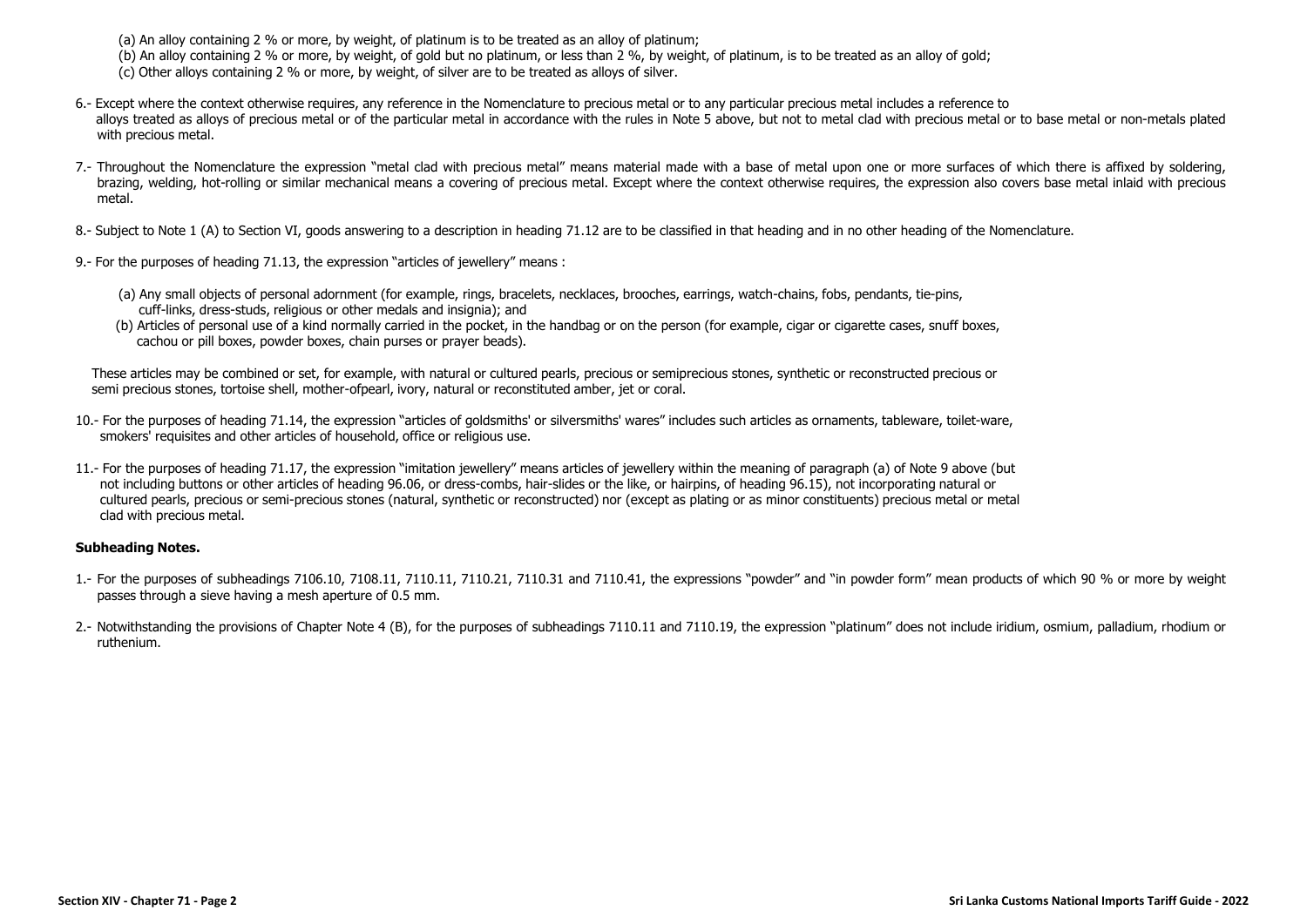(a) An alloy containing 2 % or more, by weight, of platinum is to be treated as an alloy of platinum;

(b) An alloy containing 2 % or more, by weight, of gold but no platinum, or less than 2 %, by weight, of platinum, is to be treated as an alloy of gold;

(c) Other alloys containing 2 % or more, by weight, of silver are to be treated as alloys of silver.

6.- Except where the context otherwise requires, any reference in the Nomenclature to precious metal or to any particular precious metal includes a reference to alloys treated as alloys of precious metal or of the particular metal in accordance with the rules in Note 5 above, but not to metal clad with precious metal or to base metal or non-metals plated with precious metal.

7.- Throughout the Nomenclature the expression "metal clad with precious metal" means material made with a base of metal upon one or more surfaces of which there is affixed by soldering, brazing, welding, hot-rolling or similar mechanical means a covering of precious metal. Except where the context otherwise requires, the expression also covers base metal inlaid with precious metal.

8.- Subject to Note 1 (A) to Section VI, goods answering to a description in heading 71.12 are to be classified in that heading and in no other heading of the Nomenclature.

9.- For the purposes of heading 71.13, the expression "articles of jewellery" means :

(a) Any small objects of personal adornment (for example, rings, bracelets, necklaces, brooches, earrings, watch-chains, fobs, pendants, tie-pins, cuff-links, dress-studs, religious or other medals and insignia); and

(b) Articles of personal use of a kind normally carried in the pocket, in the handbag or on the person (for example, cigar or cigarette cases, snuff boxes, cachou or pill boxes, powder boxes, chain purses or prayer beads).

These articles may be combined or set, for example, with natural or cultured pearls, precious or semiprecious stones, synthetic or reconstructed precious or semi precious stones, tortoise shell, mother-ofpearl, ivory, natural or reconstituted amber, jet or coral.

10.- For the purposes of heading 71.14, the expression "articles of goldsmiths' or silversmiths' wares" includes such articles as ornaments, tableware, toilet-ware, smokers' requisites and other articles of household, office or religious use.

11.- For the purposes of heading 71.17, the expression "imitation jewellery" means articles of jewellery within the meaning of paragraph (a) of Note 9 above (but not including buttons or other articles of heading 96.06, or dress-combs, hair-slides or the like, or hairpins, of heading 96.15), not incorporating natural or cultured pearls, precious or semi-precious stones (natural, synthetic or reconstructed) nor (except as plating or as minor constituents) precious metal or metal clad with precious metal.

**Subheading Notes.**

1.- For the purposes of subheadings 7106.10, 7108.11, 7110.11, 7110.21, 7110.31 and 7110.41, the expressions "powder" and "in powder form" mean products of which 90 % or more by weight passes through a sieve having a mesh aperture of 0.5 mm.

2.- Notwithstanding the provisions of Chapter Note 4 (B), for the purposes of subheadings 7110.11 and 7110.19, the expression "platinum" does not include iridium, osmium, palladium, rhodium or ruthenium.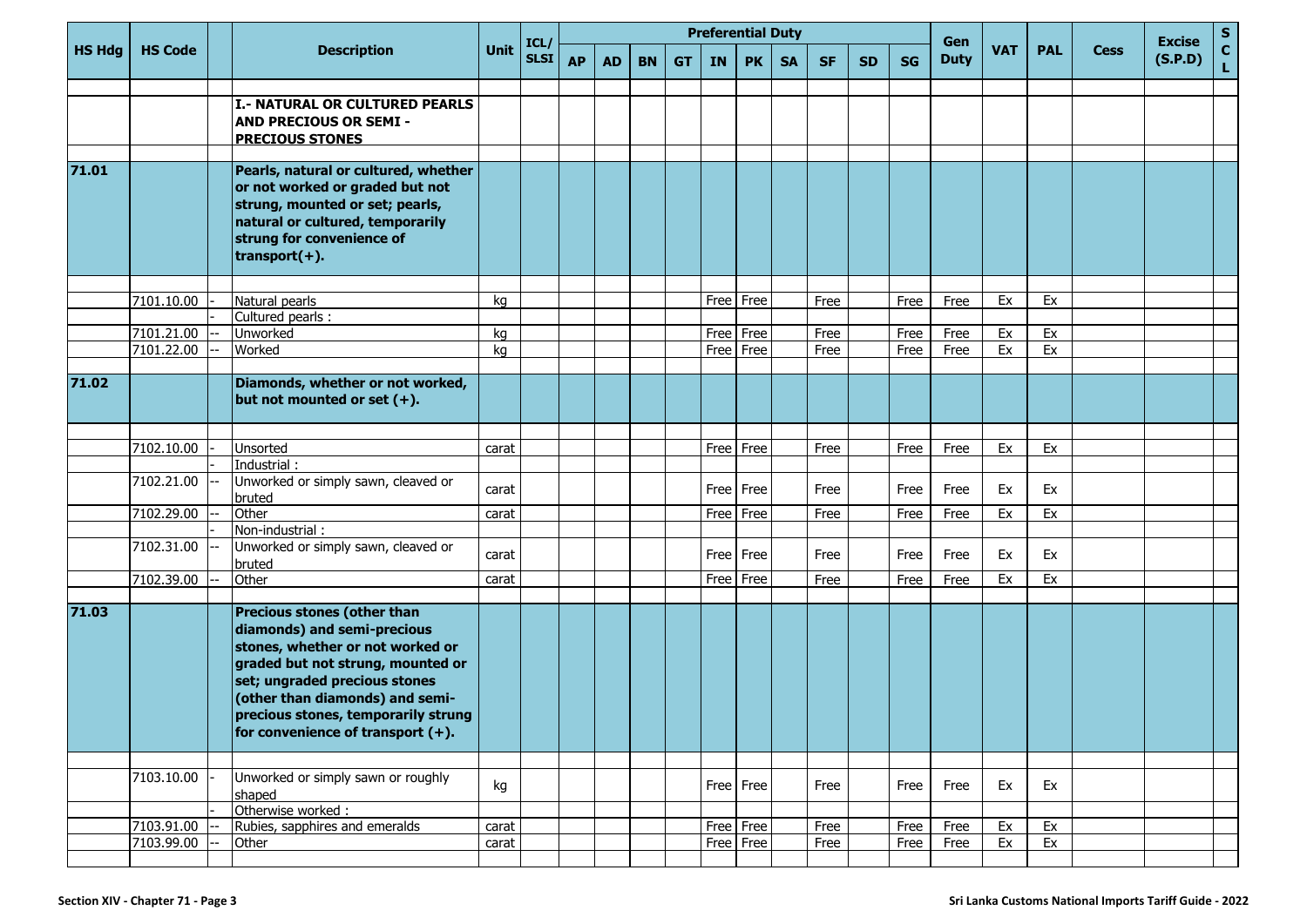| HS Hdg | HS Code | | Description | Unit | ICL/ SLSI | Preferential Duty | | | | | | | | | | Gen Duty | VAT | PAL | Cess | Excise (S.P.D) | S C L |
|---|---|---|---|---|---|---|---|---|---|---|---|---|---|---|---|---|---|---|---|---|---|
| | | | | | | AP | AD | BN | GT | IN | PK | SA | SF | SD | SG | | | | | | |
| | | | **I.- NATURAL OR CULTURED PEARLS AND PRECIOUS OR SEMI - PRECIOUS STONES** | | | | | | | | | | | | | | | | | | |
| **71.01** | | | **Pearls, natural or cultured, whether or not worked or graded but not strung, mounted or set; pearls, natural or cultured, temporarily strung for convenience of transport(+).** | | | | | | | | | | | | | | | | | | |
| | 7101.10.00 | - | Natural pearls | kg | | | | | | Free | Free | | Free | | Free | Free | Ex | Ex | | | |
| | | - | Cultured pearls : | | | | | | | | | | | | | | | | | | |
| | 7101.21.00 | -- | Unworked | kg | | | | | | Free | Free | | Free | | Free | Free | Ex | Ex | | | |
| | 7101.22.00 | -- | Worked | kg | | | | | | Free | Free | | Free | | Free | Free | Ex | Ex | | | |
| **71.02** | | | **Diamonds, whether or not worked, but not mounted or set (+).** | | | | | | | | | | | | | | | | | | |
| | 7102.10.00 | - | Unsorted | carat | | | | | | Free | Free | | Free | | Free | Free | Ex | Ex | | | |
| | | - | Industrial : | | | | | | | | | | | | | | | | | | |
| | 7102.21.00 | -- | Unworked or simply sawn, cleaved or bruted | carat | | | | | | Free | Free | | Free | | Free | Free | Ex | Ex | | | |
| | 7102.29.00 | -- | Other | carat | | | | | | Free | Free | | Free | | Free | Free | Ex | Ex | | | |
| | | - | Non-industrial : | | | | | | | | | | | | | | | | | | |
| | 7102.31.00 | -- | Unworked or simply sawn, cleaved or bruted | carat | | | | | | Free | Free | | Free | | Free | Free | Ex | Ex | | | |
| | 7102.39.00 | -- | Other | carat | | | | | | Free | Free | | Free | | Free | Free | Ex | Ex | | | |
| **71.03** | | | **Precious stones (other than diamonds) and semi-precious stones, whether or not worked or graded but not strung, mounted or set; ungraded precious stones (other than diamonds) and semi-precious stones, temporarily strung for convenience of transport (+).** | | | | | | | | | | | | | | | | | | |
| | 7103.10.00 | - | Unworked or simply sawn or roughly shaped | kg | | | | | | Free | Free | | Free | | Free | Free | Ex | Ex | | | |
| | | - | Otherwise worked : | | | | | | | | | | | | | | | | | | |
| | 7103.91.00 | -- | Rubies, sapphires and emeralds | carat | | | | | | Free | Free | | Free | | Free | Free | Ex | Ex | | | |
| | 7103.99.00 | -- | Other | carat | | | | | | Free | Free | | Free | | Free | Free | Ex | Ex | | | |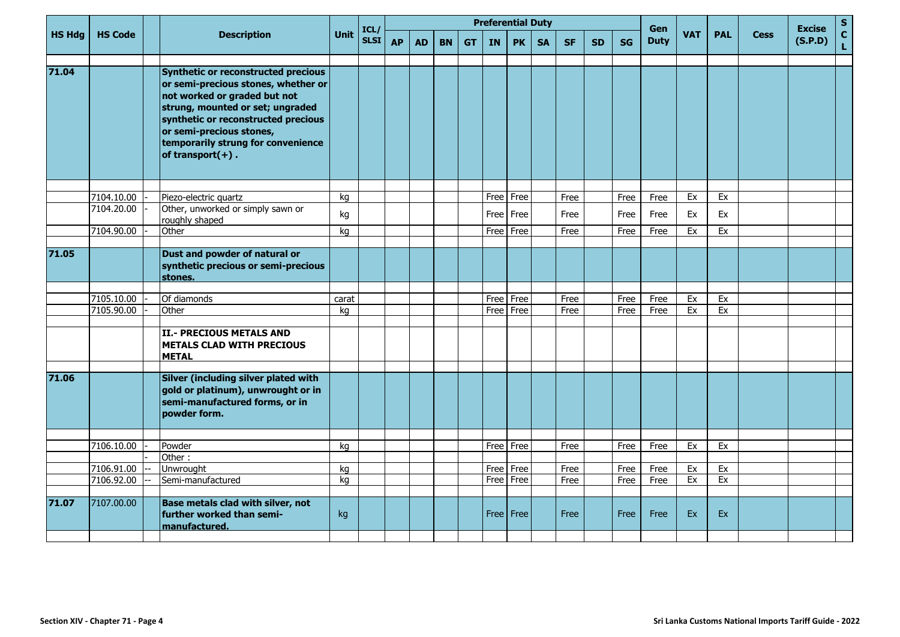| HS Hdg | HS Code | | Description | Unit | ICL/ SLSI | Preferential Duty | | | | | | | | | | Gen Duty | VAT | PAL | Cess | Excise (S.P.D) | S C L |
|---|---|---|---|---|---|---|---|---|---|---|---|---|---|---|---|---|---|---|---|---|---|
| | | | | | | AP | AD | BN | GT | IN | PK | SA | SF | SD | SG | | | | | | |
| **71.04** | | | **Synthetic or reconstructed precious or semi-precious stones, whether or not worked or graded but not strung, mounted or set; ungraded synthetic or reconstructed precious or semi-precious stones, temporarily strung for convenience of transport(+) .** | | | | | | | | | | | | | | | | | | |
| | 7104.10.00 | - | Piezo-electric quartz | kg | | | | | | Free | Free | | Free | | Free | Free | Ex | Ex | | | |
| | 7104.20.00 | - | Other, unworked or simply sawn or roughly shaped | kg | | | | | | Free | Free | | Free | | Free | Free | Ex | Ex | | | |
| | 7104.90.00 | - | Other | kg | | | | | | Free | Free | | Free | | Free | Free | Ex | Ex | | | |
| **71.05** | | | **Dust and powder of natural or synthetic precious or semi-precious stones.** | | | | | | | | | | | | | | | | | | |
| | 7105.10.00 | - | Of diamonds | carat | | | | | | Free | Free | | Free | | Free | Free | Ex | Ex | | | |
| | 7105.90.00 | - | Other | kg | | | | | | Free | Free | | Free | | Free | Free | Ex | Ex | | | |
| | | | **II.- PRECIOUS METALS AND METALS CLAD WITH PRECIOUS METAL** | | | | | | | | | | | | | | | | | | |
| **71.06** | | | **Silver (including silver plated with gold or platinum), unwrought or in semi-manufactured forms, or in powder form.** | | | | | | | | | | | | | | | | | | |
| | 7106.10.00 | - | Powder | kg | | | | | | Free | Free | | Free | | Free | Free | Ex | Ex | | | |
| | | - | Other : | | | | | | | | | | | | | | | | | | |
| | 7106.91.00 | -- | Unwrought | kg | | | | | | Free | Free | | Free | | Free | Free | Ex | Ex | | | |
| | 7106.92.00 | -- | Semi-manufactured | kg | | | | | | Free | Free | | Free | | Free | Free | Ex | Ex | | | |
| **71.07** | 7107.00.00 | | **Base metals clad with silver, not further worked than semi-manufactured.** | kg | | | | | | Free | Free | | Free | | Free | Free | Ex | Ex | | | |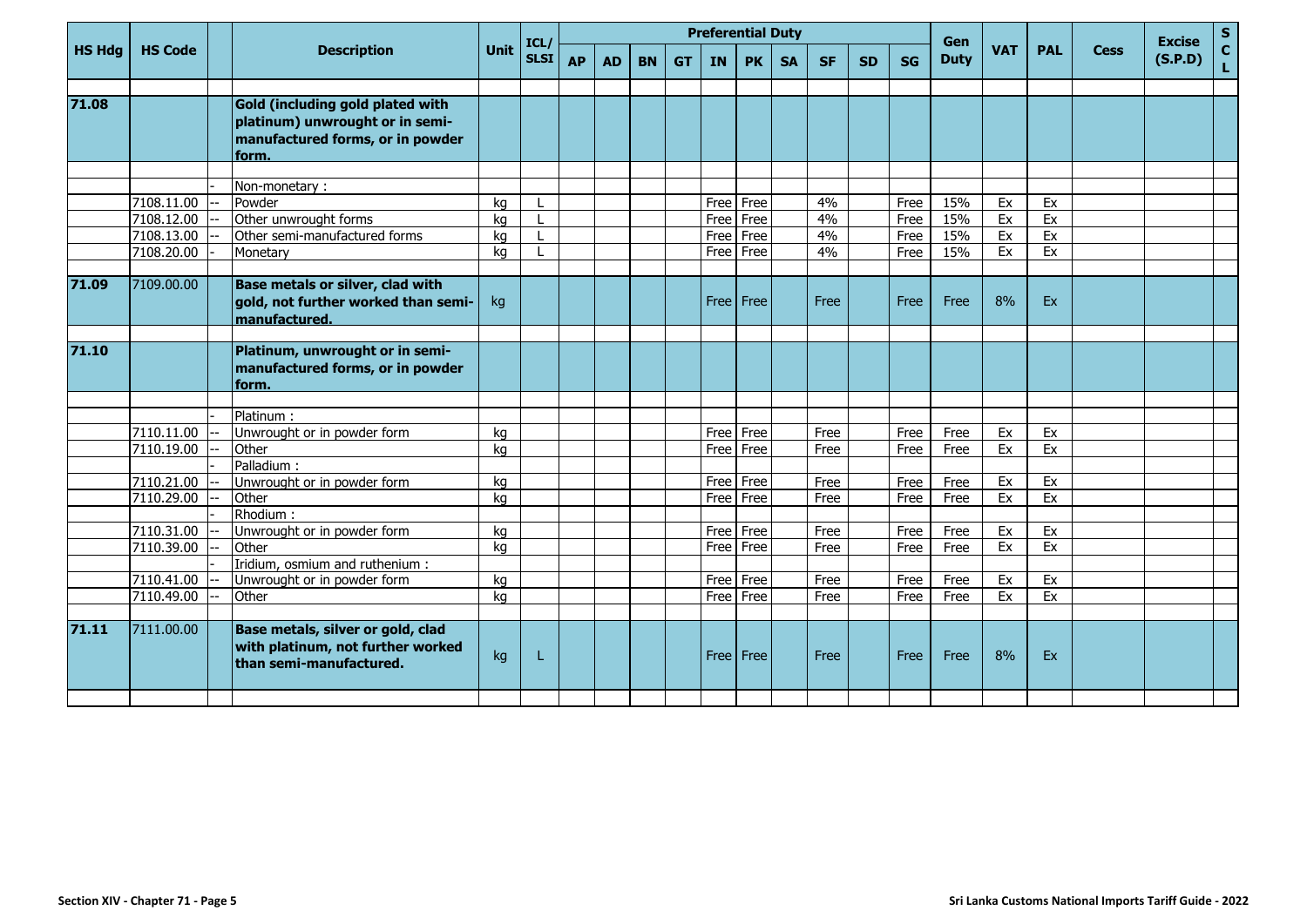| HS Hdg | HS Code | | Description | Unit | ICL/ SLSI | Preferential Duty | | | | | | | | | | Gen Duty | VAT | PAL | Cess | Excise (S.P.D) | S C L |
|---|---|---|---|---|---|---|---|---|---|---|---|---|---|---|---|---|---|---|---|---|---|
| | | | | | | AP | AD | BN | GT | IN | PK | SA | SF | SD | SG | | | | | | |
| 71.08 | | | **Gold (including gold plated with platinum) unwrought or in semi-manufactured forms, or in powder form.** | | | | | | | | | | | | | | | | | | |
| | | - | Non-monetary : | | | | | | | | | | | | | | | | | | |
| | 7108.11.00 | -- | Powder | kg | L | | | | | Free | Free | | 4% | | Free | 15% | Ex | Ex | | | |
| | 7108.12.00 | -- | Other unwrought forms | kg | L | | | | | Free | Free | | 4% | | Free | 15% | Ex | Ex | | | |
| | 7108.13.00 | -- | Other semi-manufactured forms | kg | L | | | | | Free | Free | | 4% | | Free | 15% | Ex | Ex | | | |
| | 7108.20.00 | - | Monetary | kg | L | | | | | Free | Free | | 4% | | Free | 15% | Ex | Ex | | | |
| 71.09 | 7109.00.00 | | **Base metals or silver, clad with gold, not further worked than semi-manufactured.** | kg | | | | | | Free | Free | | Free | | Free | Free | 8% | Ex | | | |
| 71.10 | | | **Platinum, unwrought or in semi-manufactured forms, or in powder form.** | | | | | | | | | | | | | | | | | | |
| | | - | Platinum : | | | | | | | | | | | | | | | | | | |
| | 7110.11.00 | -- | Unwrought or in powder form | kg | | | | | | Free | Free | | Free | | Free | Free | Ex | Ex | | | |
| | 7110.19.00 | -- | Other | kg | | | | | | Free | Free | | Free | | Free | Free | Ex | Ex | | | |
| | | - | Palladium : | | | | | | | | | | | | | | | | | | |
| | 7110.21.00 | -- | Unwrought or in powder form | kg | | | | | | Free | Free | | Free | | Free | Free | Ex | Ex | | | |
| | 7110.29.00 | -- | Other | kg | | | | | | Free | Free | | Free | | Free | Free | Ex | Ex | | | |
| | | - | Rhodium : | | | | | | | | | | | | | | | | | | |
| | 7110.31.00 | -- | Unwrought or in powder form | kg | | | | | | Free | Free | | Free | | Free | Free | Ex | Ex | | | |
| | 7110.39.00 | -- | Other | kg | | | | | | Free | Free | | Free | | Free | Free | Ex | Ex | | | |
| | | - | Iridium, osmium and ruthenium : | | | | | | | | | | | | | | | | | | |
| | 7110.41.00 | -- | Unwrought or in powder form | kg | | | | | | Free | Free | | Free | | Free | Free | Ex | Ex | | | |
| | 7110.49.00 | -- | Other | kg | | | | | | Free | Free | | Free | | Free | Free | Ex | Ex | | | |
| 71.11 | 7111.00.00 | | **Base metals, silver or gold, clad with platinum, not further worked than semi-manufactured.** | kg | L | | | | | Free | Free | | Free | | Free | Free | 8% | Ex | | | |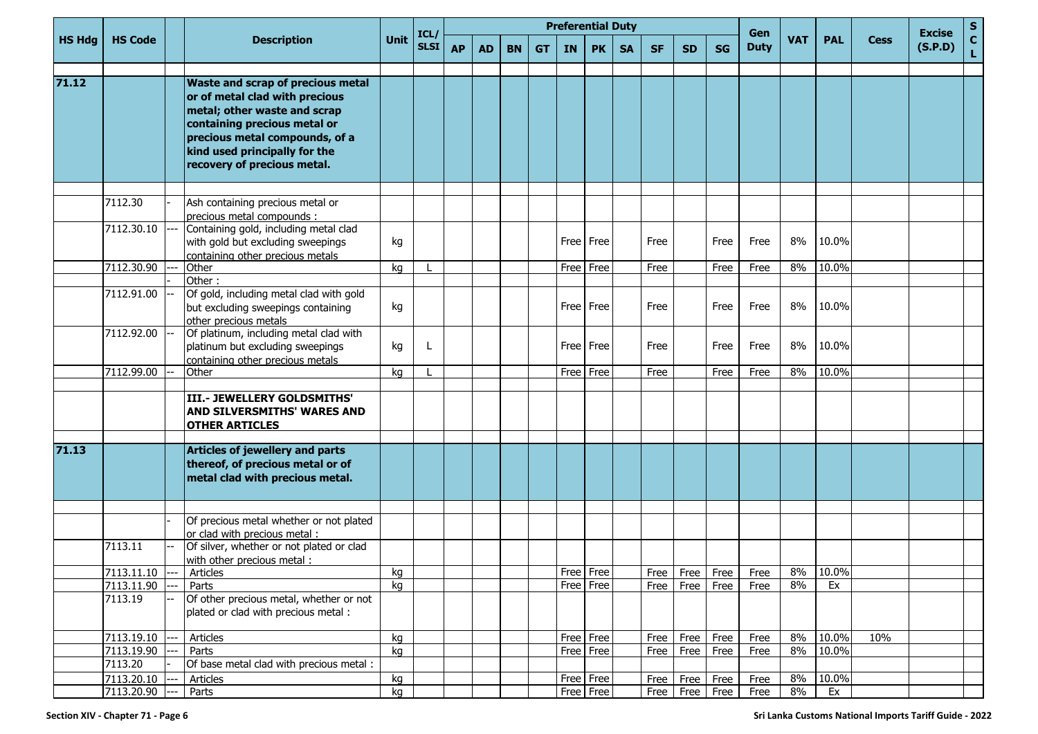| HS Hdg | HS Code | | Description | Unit | ICL/ SLSI | Preferential Duty | | | | | | | | | | Gen Duty | VAT | PAL | Cess | Excise (S.P.D) | S C L |
|---|---|---|---|---|---|---|---|---|---|---|---|---|---|---|---|---|---|---|---|---|---|
| | | | | | | AP | AD | BN | GT | IN | PK | SA | SF | SD | SG | | | | | | |
| 71.12 | | | **Waste and scrap of precious metal or of metal clad with precious metal; other waste and scrap containing precious metal or precious metal compounds, of a kind used principally for the recovery of precious metal.** | | | | | | | | | | | | | | | | | | |
| | 7112.30 | - | Ash containing precious metal or precious metal compounds : | | | | | | | | | | | | | | | | | | |
| | 7112.30.10 | --- | Containing gold, including metal clad with gold but excluding sweepings containing other precious metals | kg | | | | | | Free | Free | | Free | | Free | Free | 8% | 10.0% | | | |
| | 7112.30.90 | --- | Other | kg | L | | | | | Free | Free | | Free | | Free | Free | 8% | 10.0% | | | |
| | | - | Other : | | | | | | | | | | | | | | | | | | |
| | 7112.91.00 | -- | Of gold, including metal clad with gold but excluding sweepings containing other precious metals | kg | | | | | | Free | Free | | Free | | Free | Free | 8% | 10.0% | | | |
| | 7112.92.00 | -- | Of platinum, including metal clad with platinum but excluding sweepings containing other precious metals | kg | L | | | | | Free | Free | | Free | | Free | Free | 8% | 10.0% | | | |
| | 7112.99.00 | -- | Other | kg | L | | | | | Free | Free | | Free | | Free | Free | 8% | 10.0% | | | |
| | | | **III.- JEWELLERY GOLDSMITHS' AND SILVERSMITHS' WARES AND OTHER ARTICLES** | | | | | | | | | | | | | | | | | | |
| 71.13 | | | **Articles of jewellery and parts thereof, of precious metal or of metal clad with precious metal.** | | | | | | | | | | | | | | | | | | |
| | | - | Of precious metal whether or not plated or clad with precious metal : | | | | | | | | | | | | | | | | | | |
| | 7113.11 | -- | Of silver, whether or not plated or clad with other precious metal : | | | | | | | | | | | | | | | | | | |
| | 7113.11.10 | --- | Articles | kg | | | | | | Free | Free | | Free | Free | Free | Free | 8% | 10.0% | | | |
| | 7113.11.90 | --- | Parts | kg | | | | | | Free | Free | | Free | Free | Free | Free | 8% | Ex | | | |
| | 7113.19 | -- | Of other precious metal, whether or not plated or clad with precious metal : | | | | | | | | | | | | | | | | | | |
| | 7113.19.10 | --- | Articles | kg | | | | | | Free | Free | | Free | Free | Free | Free | 8% | 10.0% | 10% | | |
| | 7113.19.90 | --- | Parts | kg | | | | | | Free | Free | | Free | Free | Free | Free | 8% | 10.0% | | | |
| | 7113.20 | - | Of base metal clad with precious metal : | | | | | | | | | | | | | | | | | | |
| | 7113.20.10 | --- | Articles | kg | | | | | | Free | Free | | Free | Free | Free | Free | 8% | 10.0% | | | |
| | 7113.20.90 | --- | Parts | kg | | | | | | Free | Free | | Free | Free | Free | Free | 8% | Ex | | | |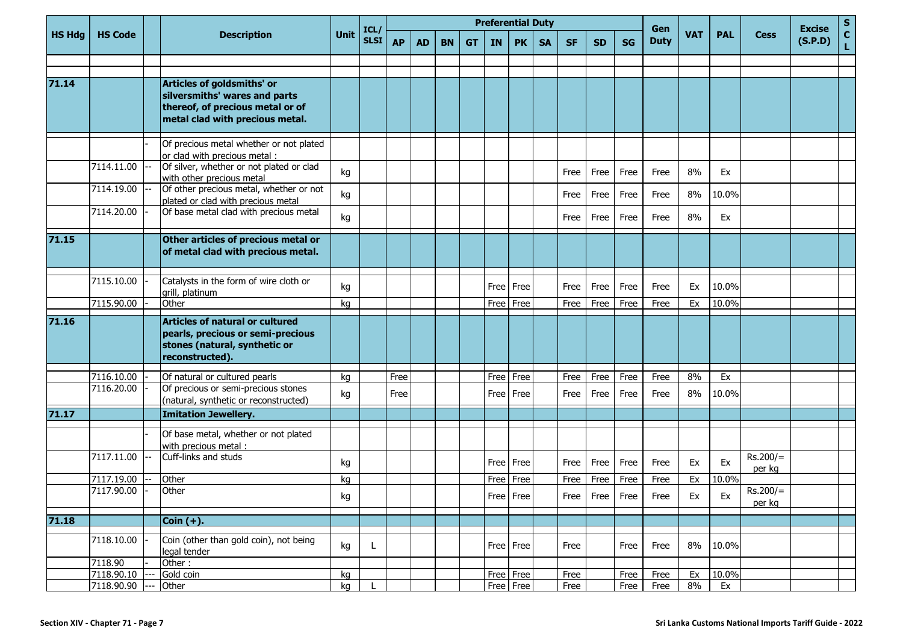| HS Hdg | HS Code | | Description | Unit | ICL/ SLSI | Preferential Duty | | | | | | | | | | Gen Duty | VAT | PAL | Cess | Excise (S.P.D) | S C L |
|---|---|---|---|---|---|---|---|---|---|---|---|---|---|---|---|---|---|---|---|---|---|
| | | | | | | AP | AD | BN | GT | IN | PK | SA | SF | SD | SG | | | | | | |
| 71.14 | | | **Articles of goldsmiths' or silversmiths' wares and parts thereof, of precious metal or of metal clad with precious metal.** | | | | | | | | | | | | | | | | | | |
| | | - | Of precious metal whether or not plated or clad with precious metal : | | | | | | | | | | | | | | | | | | |
| | 7114.11.00 | -- | Of silver, whether or not plated or clad with other precious metal | kg | | | | | | | | | Free | Free | Free | Free | 8% | Ex | | | |
| | 7114.19.00 | -- | Of other precious metal, whether or not plated or clad with precious metal | kg | | | | | | | | | Free | Free | Free | Free | 8% | 10.0% | | | |
| | 7114.20.00 | - | Of base metal clad with precious metal | kg | | | | | | | | | Free | Free | Free | Free | 8% | Ex | | | |
| 71.15 | | | **Other articles of precious metal or of metal clad with precious metal.** | | | | | | | | | | | | | | | | | | |
| | 7115.10.00 | - | Catalysts in the form of wire cloth or grill, platinum | kg | | | | | | Free | Free | | Free | Free | Free | Free | Ex | 10.0% | | | |
| | 7115.90.00 | - | Other | kg | | | | | | Free | Free | | Free | Free | Free | Free | Ex | 10.0% | | | |
| 71.16 | | | **Articles of natural or cultured pearls, precious or semi-precious stones (natural, synthetic or reconstructed).** | | | | | | | | | | | | | | | | | | |
| | 7116.10.00 | - | Of natural or cultured pearls | kg | | Free | | | | Free | Free | | Free | Free | Free | Free | 8% | Ex | | | |
| | 7116.20.00 | - | Of precious or semi-precious stones (natural, synthetic or reconstructed) | kg | | Free | | | | Free | Free | | Free | Free | Free | Free | 8% | 10.0% | | | |
| 71.17 | | | **Imitation Jewellery.** | | | | | | | | | | | | | | | | | | |
| | | - | Of base metal, whether or not plated with precious metal : | | | | | | | | | | | | | | | | | | |
| | 7117.11.00 | -- | Cuff-links and studs | kg | | | | | | Free | Free | | Free | Free | Free | Free | Ex | Ex | Rs.200/= per kg | | |
| | 7117.19.00 | -- | Other | kg | | | | | | Free | Free | | Free | Free | Free | Free | Ex | 10.0% | | | |
| | 7117.90.00 | - | Other | kg | | | | | | Free | Free | | Free | Free | Free | Free | Ex | Ex | Rs.200/= per kg | | |
| 71.18 | | | **Coin (+).** | | | | | | | | | | | | | | | | | | |
| | 7118.10.00 | - | Coin (other than gold coin), not being legal tender | kg | L | | | | | Free | Free | | Free | | Free | Free | 8% | 10.0% | | | |
| | 7118.90 | - | Other : | | | | | | | | | | | | | | | | | | |
| | 7118.90.10 | --- | Gold coin | kg | | | | | | Free | Free | | Free | | Free | Free | Ex | 10.0% | | | |
| | 7118.90.90 | --- | Other | kg | L | | | | | Free | Free | | Free | | Free | Free | 8% | Ex | | | |